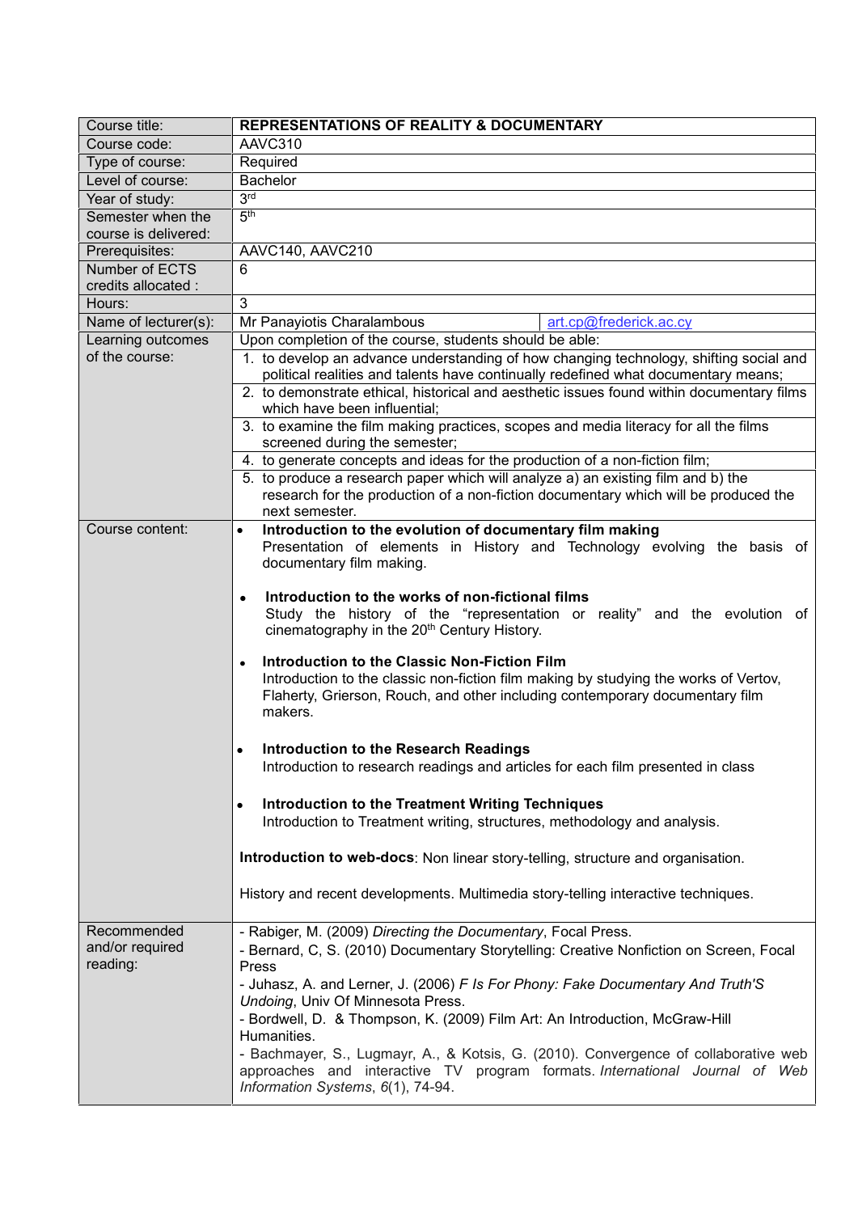| Course title: | **REPRESENTATIONS OF REALITY & DOCUMENTARY** | |
|---|---|---|
| Course code: | AAVC310 | |
| Type of course: | Required | |
| Level of course: | Bachelor | |
| Year of study: | 3rd | |
| Semester when the course is delivered: | 5th | |
| Prerequisites: | AAVC140, AAVC210 | |
| Number of ECTS credits allocated : | 6 | |
| Hours: | 3 | |
| Name of lecturer(s): | Mr Panayiotis Charalambous | art.cp@frederick.ac.cy |
| Learning outcomes of the course: | Upon completion of the course, students should be able:<br>1. to develop an advance understanding of how changing technology, shifting social and political realities and talents have continually redefined what documentary means;<br>2. to demonstrate ethical, historical and aesthetic issues found within documentary films which have been influential;<br>3. to examine the film making practices, scopes and media literacy for all the films screened during the semester;<br>4. to generate concepts and ideas for the production of a non-fiction film;<br>5. to produce a research paper which will analyze a) an existing film and b) the research for the production of a non-fiction documentary which will be produced the next semester. | |
| Course content: | • **Introduction to the evolution of documentary film making**<br>Presentation of elements in History and Technology evolving the basis of documentary film making.<br><br>• **Introduction to the works of non-fictional films**<br>Study the history of the "representation or reality" and the evolution of cinematography in the 20th Century History.<br><br>• **Introduction to the Classic Non-Fiction Film**<br>Introduction to the classic non-fiction film making by studying the works of Vertov, Flaherty, Grierson, Rouch, and other including contemporary documentary film makers.<br><br>• **Introduction to the Research Readings**<br>Introduction to research readings and articles for each film presented in class<br><br>• **Introduction to the Treatment Writing Techniques**<br>Introduction to Treatment writing, structures, methodology and analysis.<br><br>**Introduction to web-docs**: Non linear story-telling, structure and organisation.<br><br>History and recent developments. Multimedia story-telling interactive techniques. | |
| Recommended and/or required reading: | - Rabiger, M. (2009) *Directing the Documentary*, Focal Press.<br>- Bernard, C, S. (2010) Documentary Storytelling: Creative Nonfiction on Screen, Focal Press<br>- Juhasz, A. and Lerner, J. (2006) *F Is For Phony: Fake Documentary And Truth'S Undoing*, Univ Of Minnesota Press.<br>- Bordwell, D. & Thompson, K. (2009) Film Art: An Introduction, McGraw-Hill Humanities.<br>- Bachmayer, S., Lugmayr, A., & Kotsis, G. (2010). Convergence of collaborative web approaches and interactive TV program formats. *International Journal of Web Information Systems*, *6*(1), 74-94. | |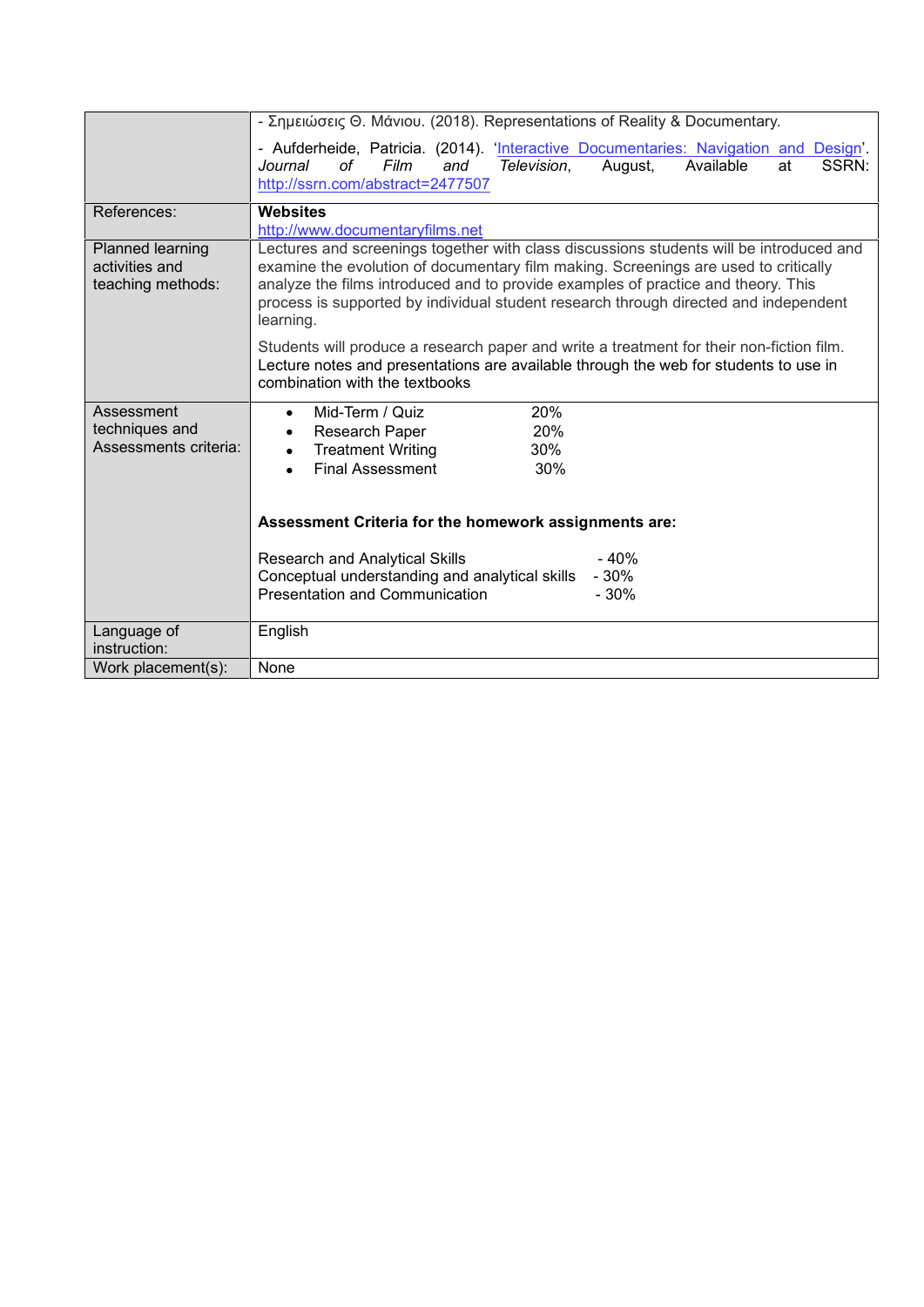| | |
|---|---|
| | - Σημειώσεις Θ. Μάνιου. (2018). Representations of Reality & Documentary.<br><br>- Aufderheide, Patricia. (2014). 'Interactive Documentaries: Navigation and Design'. *Journal of Film and Television*, August, Available at SSRN: http://ssrn.com/abstract=2477507 |
| References: | **Websites**<br>http://www.documentaryfilms.net |
| Planned learning activities and teaching methods: | Lectures and screenings together with class discussions students will be introduced and examine the evolution of documentary film making. Screenings are used to critically analyze the films introduced and to provide examples of practice and theory. This process is supported by individual student research through directed and independent learning.<br><br>Students will produce a research paper and write a treatment for their non-fiction film. Lecture notes and presentations are available through the web for students to use in combination with the textbooks |
| Assessment techniques and Assessments criteria: | • Mid-Term / Quiz 20%<br>• Research Paper 20%<br>• Treatment Writing 30%<br>• Final Assessment 30%<br><br>**Assessment Criteria for the homework assignments are:**<br><br>Research and Analytical Skills - 40%<br>Conceptual understanding and analytical skills - 30%<br>Presentation and Communication - 30% |
| Language of instruction: | English |
| Work placement(s): | None |